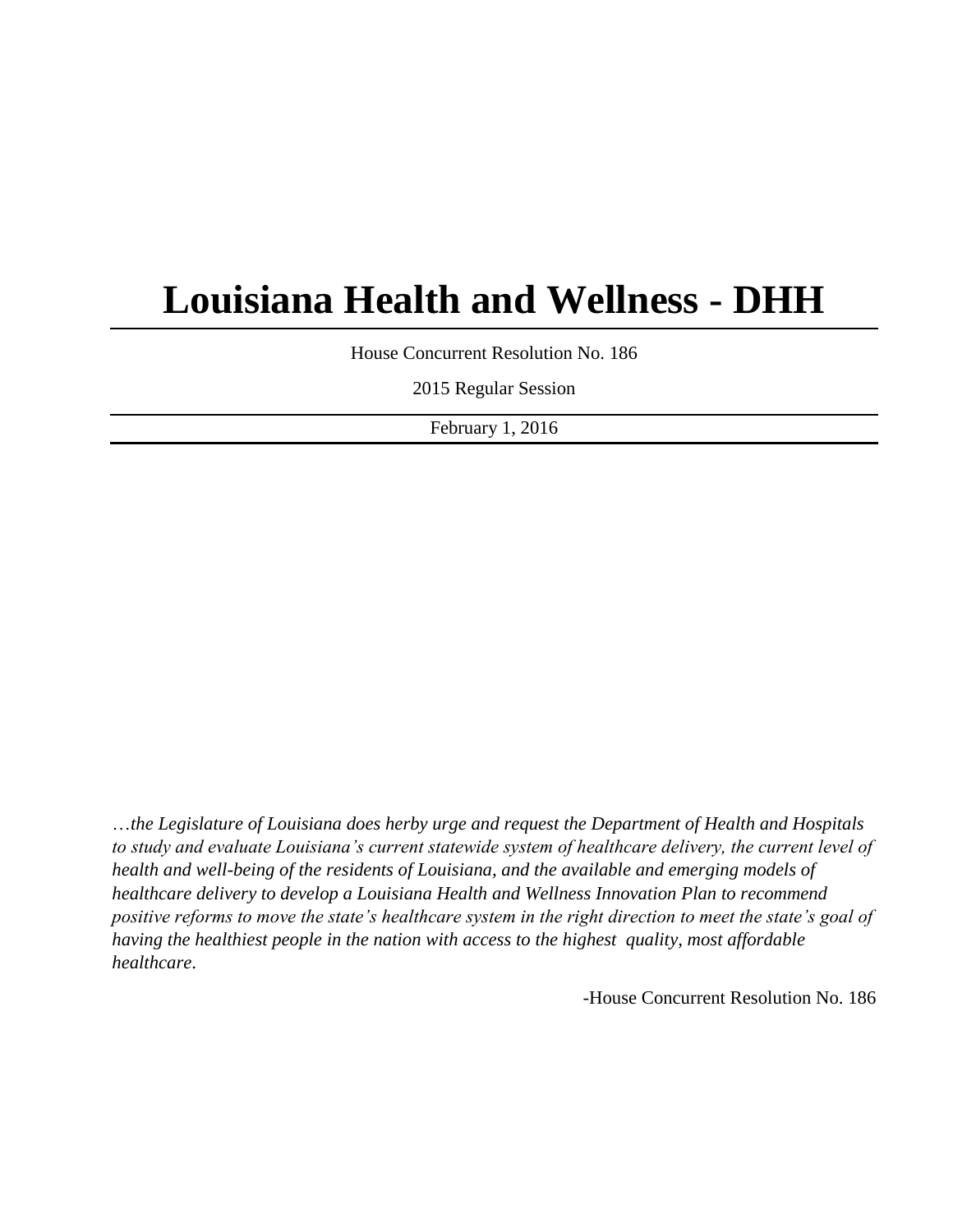# Louisiana Health and Wellness - DHH

House Concurrent Resolution No. 186

2015 Regular Session

February 1, 2016

*…the Legislature of Louisiana does herby urge and request the Department of Health and Hospitals to study and evaluate Louisiana's current statewide system of healthcare delivery, the current level of health and well-being of the residents of Louisiana, and the available and emerging models of healthcare delivery to develop a Louisiana Health and Wellness Innovation Plan to recommend positive reforms to move the state's healthcare system in the right direction to meet the state's goal of having the healthiest people in the nation with access to the highest quality, most affordable healthcare.*

-House Concurrent Resolution No. 186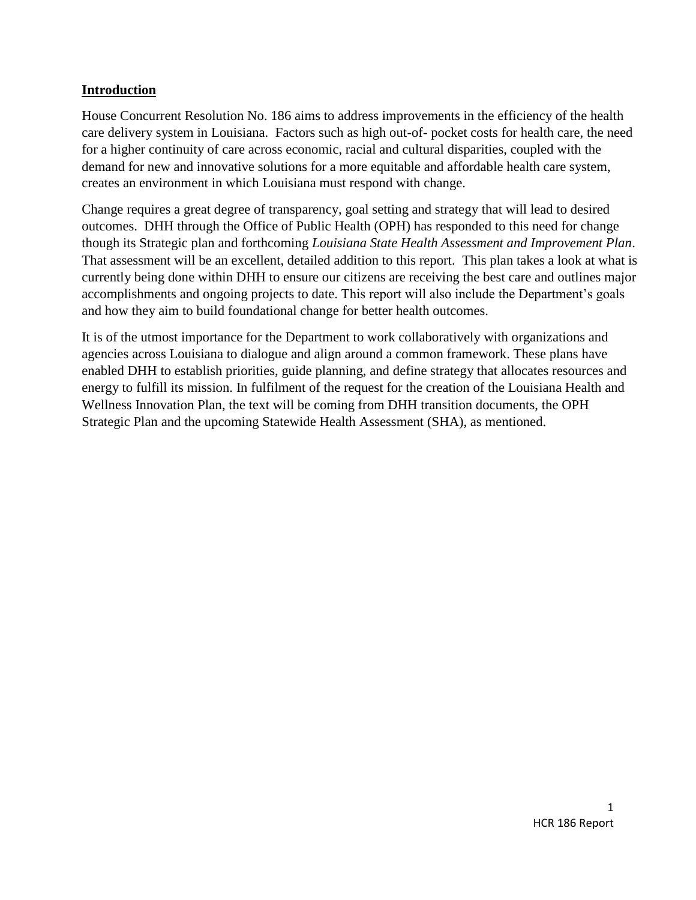## **Introduction**

House Concurrent Resolution No. 186 aims to address improvements in the efficiency of the health care delivery system in Louisiana. Factors such as high out-of- pocket costs for health care, the need for a higher continuity of care across economic, racial and cultural disparities, coupled with the demand for new and innovative solutions for a more equitable and affordable health care system, creates an environment in which Louisiana must respond with change.

Change requires a great degree of transparency, goal setting and strategy that will lead to desired outcomes. DHH through the Office of Public Health (OPH) has responded to this need for change though its Strategic plan and forthcoming *Louisiana State Health Assessment and Improvement Plan*. That assessment will be an excellent, detailed addition to this report. This plan takes a look at what is currently being done within DHH to ensure our citizens are receiving the best care and outlines major accomplishments and ongoing projects to date. This report will also include the Department's goals and how they aim to build foundational change for better health outcomes.

It is of the utmost importance for the Department to work collaboratively with organizations and agencies across Louisiana to dialogue and align around a common framework. These plans have enabled DHH to establish priorities, guide planning, and define strategy that allocates resources and energy to fulfill its mission. In fulfilment of the request for the creation of the Louisiana Health and Wellness Innovation Plan, the text will be coming from DHH transition documents, the OPH Strategic Plan and the upcoming Statewide Health Assessment (SHA), as mentioned.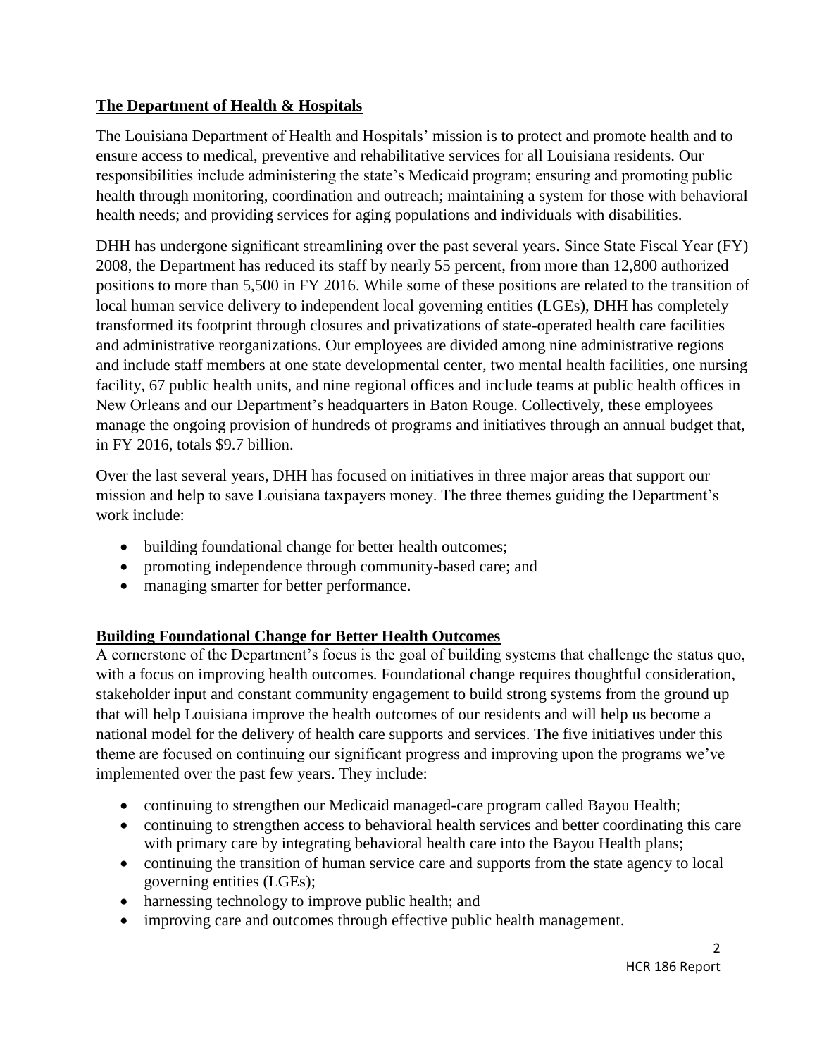## The Department of Health & Hospitals

The Louisiana Department of Health and Hospitals' mission is to protect and promote health and to ensure access to medical, preventive and rehabilitative services for all Louisiana residents. Our responsibilities include administering the state's Medicaid program; ensuring and promoting public health through monitoring, coordination and outreach; maintaining a system for those with behavioral health needs; and providing services for aging populations and individuals with disabilities.

DHH has undergone significant streamlining over the past several years. Since State Fiscal Year (FY) 2008, the Department has reduced its staff by nearly 55 percent, from more than 12,800 authorized positions to more than 5,500 in FY 2016. While some of these positions are related to the transition of local human service delivery to independent local governing entities (LGEs), DHH has completely transformed its footprint through closures and privatizations of state-operated health care facilities and administrative reorganizations. Our employees are divided among nine administrative regions and include staff members at one state developmental center, two mental health facilities, one nursing facility, 67 public health units, and nine regional offices and include teams at public health offices in New Orleans and our Department's headquarters in Baton Rouge. Collectively, these employees manage the ongoing provision of hundreds of programs and initiatives through an annual budget that, in FY 2016, totals $9.7 billion.

Over the last several years, DHH has focused on initiatives in three major areas that support our mission and help to save Louisiana taxpayers money. The three themes guiding the Department's work include:

- building foundational change for better health outcomes;
- promoting independence through community-based care; and
- managing smarter for better performance.

## Building Foundational Change for Better Health Outcomes

A cornerstone of the Department's focus is the goal of building systems that challenge the status quo, with a focus on improving health outcomes. Foundational change requires thoughtful consideration, stakeholder input and constant community engagement to build strong systems from the ground up that will help Louisiana improve the health outcomes of our residents and will help us become a national model for the delivery of health care supports and services. The five initiatives under this theme are focused on continuing our significant progress and improving upon the programs we've implemented over the past few years. They include:

- continuing to strengthen our Medicaid managed-care program called Bayou Health;
- continuing to strengthen access to behavioral health services and better coordinating this care with primary care by integrating behavioral health care into the Bayou Health plans;
- continuing the transition of human service care and supports from the state agency to local governing entities (LGEs);
- harnessing technology to improve public health; and
- improving care and outcomes through effective public health management.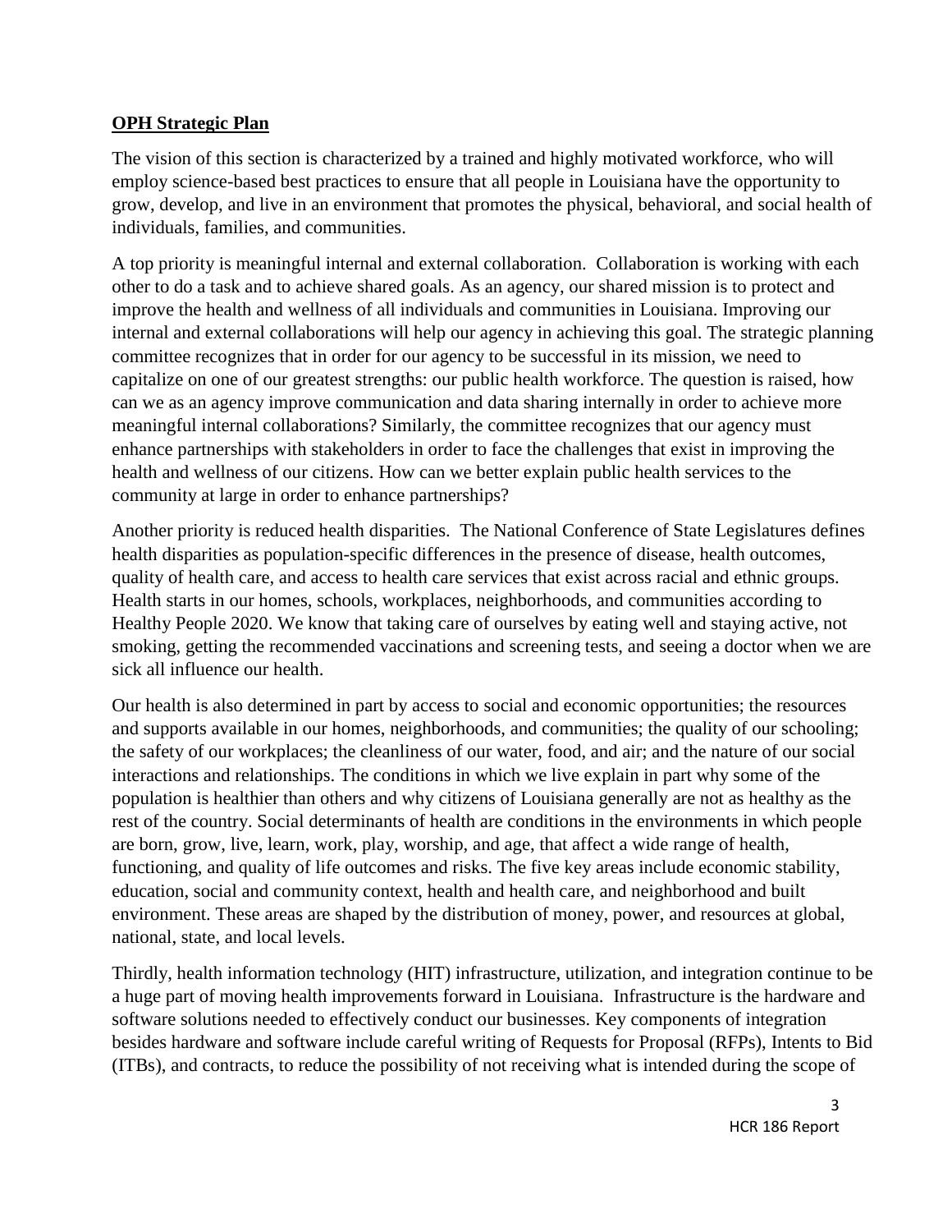**OPH Strategic Plan**

The vision of this section is characterized by a trained and highly motivated workforce, who will employ science-based best practices to ensure that all people in Louisiana have the opportunity to grow, develop, and live in an environment that promotes the physical, behavioral, and social health of individuals, families, and communities.

A top priority is meaningful internal and external collaboration. Collaboration is working with each other to do a task and to achieve shared goals. As an agency, our shared mission is to protect and improve the health and wellness of all individuals and communities in Louisiana. Improving our internal and external collaborations will help our agency in achieving this goal. The strategic planning committee recognizes that in order for our agency to be successful in its mission, we need to capitalize on one of our greatest strengths: our public health workforce. The question is raised, how can we as an agency improve communication and data sharing internally in order to achieve more meaningful internal collaborations? Similarly, the committee recognizes that our agency must enhance partnerships with stakeholders in order to face the challenges that exist in improving the health and wellness of our citizens. How can we better explain public health services to the community at large in order to enhance partnerships?

Another priority is reduced health disparities. The National Conference of State Legislatures defines health disparities as population-specific differences in the presence of disease, health outcomes, quality of health care, and access to health care services that exist across racial and ethnic groups. Health starts in our homes, schools, workplaces, neighborhoods, and communities according to Healthy People 2020. We know that taking care of ourselves by eating well and staying active, not smoking, getting the recommended vaccinations and screening tests, and seeing a doctor when we are sick all influence our health.

Our health is also determined in part by access to social and economic opportunities; the resources and supports available in our homes, neighborhoods, and communities; the quality of our schooling; the safety of our workplaces; the cleanliness of our water, food, and air; and the nature of our social interactions and relationships. The conditions in which we live explain in part why some of the population is healthier than others and why citizens of Louisiana generally are not as healthy as the rest of the country. Social determinants of health are conditions in the environments in which people are born, grow, live, learn, work, play, worship, and age, that affect a wide range of health, functioning, and quality of life outcomes and risks. The five key areas include economic stability, education, social and community context, health and health care, and neighborhood and built environment. These areas are shaped by the distribution of money, power, and resources at global, national, state, and local levels.

Thirdly, health information technology (HIT) infrastructure, utilization, and integration continue to be a huge part of moving health improvements forward in Louisiana. Infrastructure is the hardware and software solutions needed to effectively conduct our businesses. Key components of integration besides hardware and software include careful writing of Requests for Proposal (RFPs), Intents to Bid (ITBs), and contracts, to reduce the possibility of not receiving what is intended during the scope of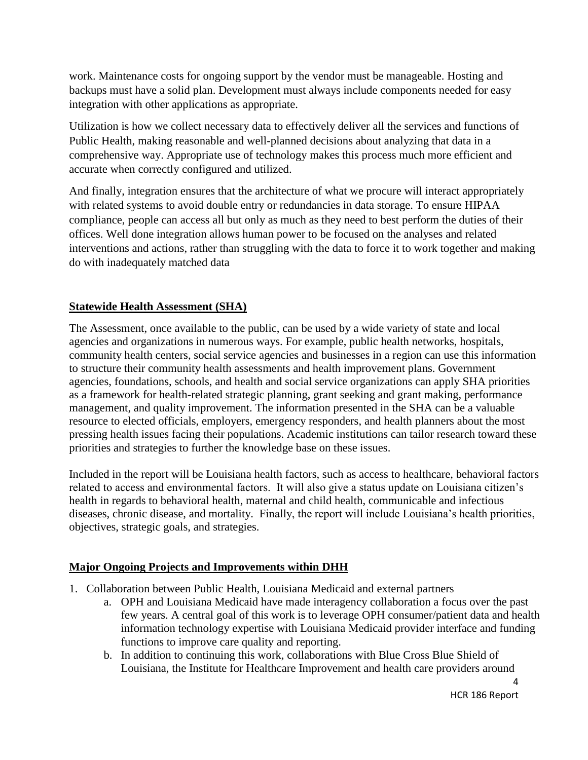work. Maintenance costs for ongoing support by the vendor must be manageable. Hosting and backups must have a solid plan. Development must always include components needed for easy integration with other applications as appropriate.

Utilization is how we collect necessary data to effectively deliver all the services and functions of Public Health, making reasonable and well-planned decisions about analyzing that data in a comprehensive way. Appropriate use of technology makes this process much more efficient and accurate when correctly configured and utilized.

And finally, integration ensures that the architecture of what we procure will interact appropriately with related systems to avoid double entry or redundancies in data storage. To ensure HIPAA compliance, people can access all but only as much as they need to best perform the duties of their offices. Well done integration allows human power to be focused on the analyses and related interventions and actions, rather than struggling with the data to force it to work together and making do with inadequately matched data

## Statewide Health Assessment (SHA)

The Assessment, once available to the public, can be used by a wide variety of state and local agencies and organizations in numerous ways. For example, public health networks, hospitals, community health centers, social service agencies and businesses in a region can use this information to structure their community health assessments and health improvement plans. Government agencies, foundations, schools, and health and social service organizations can apply SHA priorities as a framework for health-related strategic planning, grant seeking and grant making, performance management, and quality improvement. The information presented in the SHA can be a valuable resource to elected officials, employers, emergency responders, and health planners about the most pressing health issues facing their populations. Academic institutions can tailor research toward these priorities and strategies to further the knowledge base on these issues.

Included in the report will be Louisiana health factors, such as access to healthcare, behavioral factors related to access and environmental factors. It will also give a status update on Louisiana citizen's health in regards to behavioral health, maternal and child health, communicable and infectious diseases, chronic disease, and mortality. Finally, the report will include Louisiana's health priorities, objectives, strategic goals, and strategies.

## Major Ongoing Projects and Improvements within DHH

1. Collaboration between Public Health, Louisiana Medicaid and external partners
   a. OPH and Louisiana Medicaid have made interagency collaboration a focus over the past few years. A central goal of this work is to leverage OPH consumer/patient data and health information technology expertise with Louisiana Medicaid provider interface and funding functions to improve care quality and reporting.
   b. In addition to continuing this work, collaborations with Blue Cross Blue Shield of Louisiana, the Institute for Healthcare Improvement and health care providers around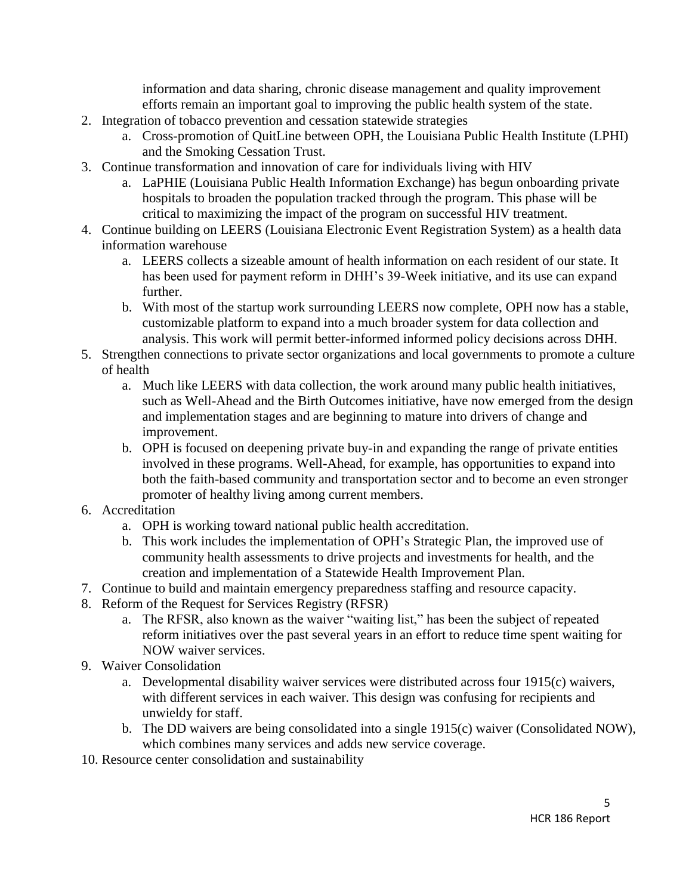information and data sharing, chronic disease management and quality improvement efforts remain an important goal to improving the public health system of the state.

2. Integration of tobacco prevention and cessation statewide strategies
    a. Cross-promotion of QuitLine between OPH, the Louisiana Public Health Institute (LPHI) and the Smoking Cessation Trust.
3. Continue transformation and innovation of care for individuals living with HIV
    a. LaPHIE (Louisiana Public Health Information Exchange) has begun onboarding private hospitals to broaden the population tracked through the program. This phase will be critical to maximizing the impact of the program on successful HIV treatment.
4. Continue building on LEERS (Louisiana Electronic Event Registration System) as a health data information warehouse
    a. LEERS collects a sizeable amount of health information on each resident of our state. It has been used for payment reform in DHH's 39-Week initiative, and its use can expand further.
    b. With most of the startup work surrounding LEERS now complete, OPH now has a stable, customizable platform to expand into a much broader system for data collection and analysis. This work will permit better-informed informed policy decisions across DHH.
5. Strengthen connections to private sector organizations and local governments to promote a culture of health
    a. Much like LEERS with data collection, the work around many public health initiatives, such as Well-Ahead and the Birth Outcomes initiative, have now emerged from the design and implementation stages and are beginning to mature into drivers of change and improvement.
    b. OPH is focused on deepening private buy-in and expanding the range of private entities involved in these programs. Well-Ahead, for example, has opportunities to expand into both the faith-based community and transportation sector and to become an even stronger promoter of healthy living among current members.
6. Accreditation
    a. OPH is working toward national public health accreditation.
    b. This work includes the implementation of OPH's Strategic Plan, the improved use of community health assessments to drive projects and investments for health, and the creation and implementation of a Statewide Health Improvement Plan.
7. Continue to build and maintain emergency preparedness staffing and resource capacity.
8. Reform of the Request for Services Registry (RFSR)
    a. The RFSR, also known as the waiver "waiting list," has been the subject of repeated reform initiatives over the past several years in an effort to reduce time spent waiting for NOW waiver services.
9. Waiver Consolidation
    a. Developmental disability waiver services were distributed across four 1915(c) waivers, with different services in each waiver. This design was confusing for recipients and unwieldy for staff.
    b. The DD waivers are being consolidated into a single 1915(c) waiver (Consolidated NOW), which combines many services and adds new service coverage.
10. Resource center consolidation and sustainability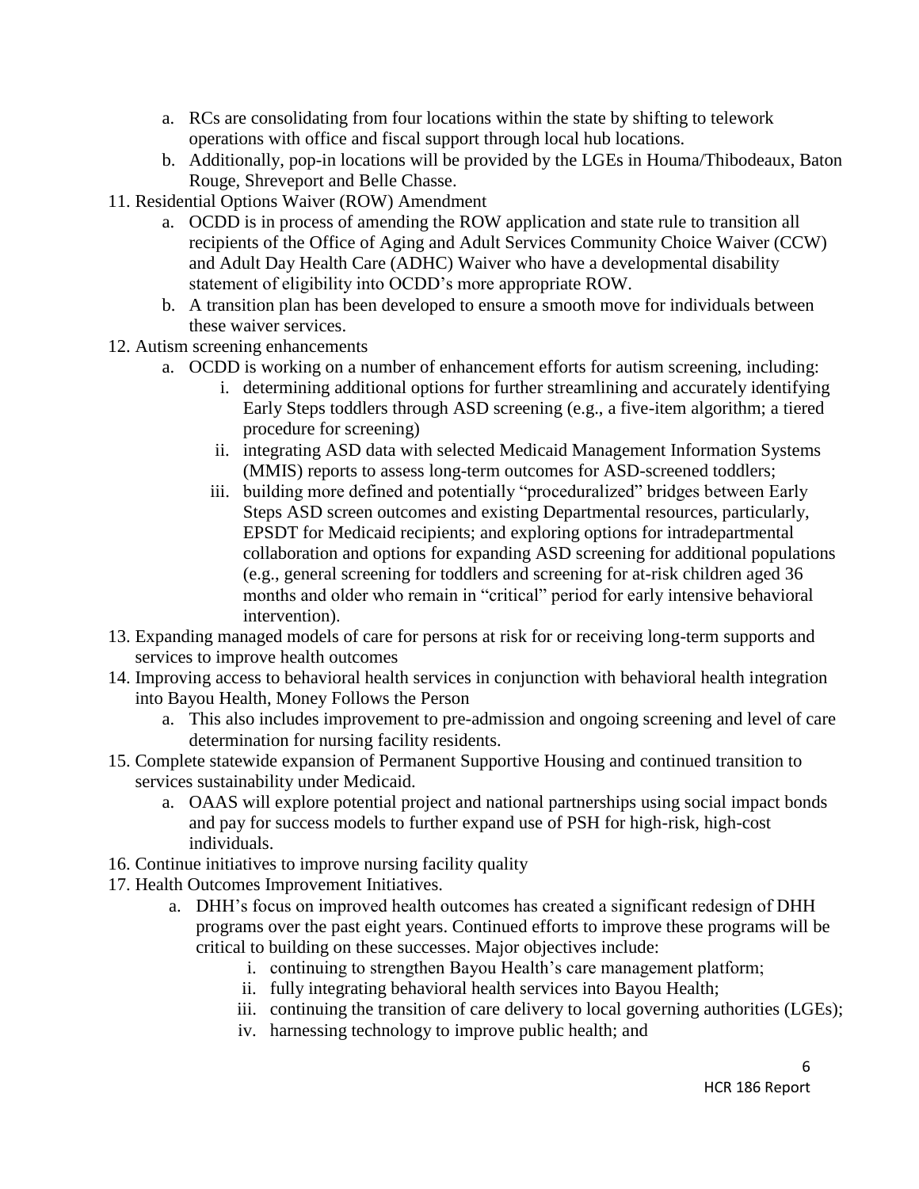a. RCs are consolidating from four locations within the state by shifting to telework operations with office and fiscal support through local hub locations.
   b. Additionally, pop-in locations will be provided by the LGEs in Houma/Thibodeaux, Baton Rouge, Shreveport and Belle Chasse.

11. Residential Options Waiver (ROW) Amendment
    a. OCDD is in process of amending the ROW application and state rule to transition all recipients of the Office of Aging and Adult Services Community Choice Waiver (CCW) and Adult Day Health Care (ADHC) Waiver who have a developmental disability statement of eligibility into OCDD's more appropriate ROW.
    b. A transition plan has been developed to ensure a smooth move for individuals between these waiver services.
12. Autism screening enhancements
    a. OCDD is working on a number of enhancement efforts for autism screening, including:
       i. determining additional options for further streamlining and accurately identifying Early Steps toddlers through ASD screening (e.g., a five-item algorithm; a tiered procedure for screening)
       ii. integrating ASD data with selected Medicaid Management Information Systems (MMIS) reports to assess long-term outcomes for ASD-screened toddlers;
       iii. building more defined and potentially "proceduralized" bridges between Early Steps ASD screen outcomes and existing Departmental resources, particularly, EPSDT for Medicaid recipients; and exploring options for intradepartmental collaboration and options for expanding ASD screening for additional populations (e.g., general screening for toddlers and screening for at-risk children aged 36 months and older who remain in "critical" period for early intensive behavioral intervention).
13. Expanding managed models of care for persons at risk for or receiving long-term supports and services to improve health outcomes
14. Improving access to behavioral health services in conjunction with behavioral health integration into Bayou Health, Money Follows the Person
    a. This also includes improvement to pre-admission and ongoing screening and level of care determination for nursing facility residents.
15. Complete statewide expansion of Permanent Supportive Housing and continued transition to services sustainability under Medicaid.
    a. OAAS will explore potential project and national partnerships using social impact bonds and pay for success models to further expand use of PSH for high-risk, high-cost individuals.
16. Continue initiatives to improve nursing facility quality
17. Health Outcomes Improvement Initiatives.
    a. DHH's focus on improved health outcomes has created a significant redesign of DHH programs over the past eight years. Continued efforts to improve these programs will be critical to building on these successes. Major objectives include:
       i. continuing to strengthen Bayou Health's care management platform;
       ii. fully integrating behavioral health services into Bayou Health;
       iii. continuing the transition of care delivery to local governing authorities (LGEs);
       iv. harnessing technology to improve public health; and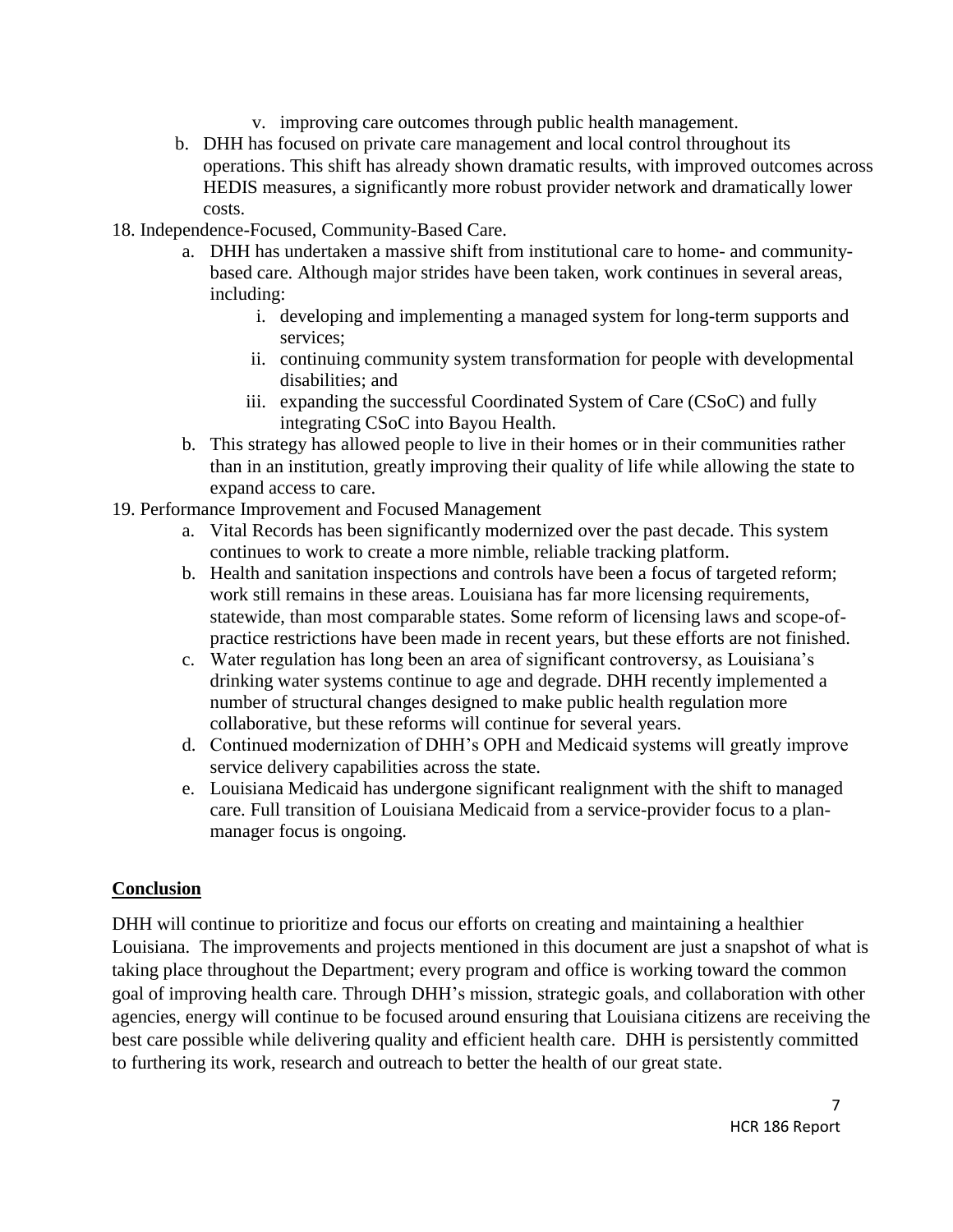v. improving care outcomes through public health management.

  b. DHH has focused on private care management and local control throughout its operations. This shift has already shown dramatic results, with improved outcomes across HEDIS measures, a significantly more robust provider network and dramatically lower costs.

18. Independence-Focused, Community-Based Care.
    a. DHH has undertaken a massive shift from institutional care to home- and community-based care. Although major strides have been taken, work continues in several areas, including:
        i. developing and implementing a managed system for long-term supports and services;
        ii. continuing community system transformation for people with developmental disabilities; and
        iii. expanding the successful Coordinated System of Care (CSoC) and fully integrating CSoC into Bayou Health.
    b. This strategy has allowed people to live in their homes or in their communities rather than in an institution, greatly improving their quality of life while allowing the state to expand access to care.

19. Performance Improvement and Focused Management
    a. Vital Records has been significantly modernized over the past decade. This system continues to work to create a more nimble, reliable tracking platform.
    b. Health and sanitation inspections and controls have been a focus of targeted reform; work still remains in these areas. Louisiana has far more licensing requirements, statewide, than most comparable states. Some reform of licensing laws and scope-of-practice restrictions have been made in recent years, but these efforts are not finished.
    c. Water regulation has long been an area of significant controversy, as Louisiana's drinking water systems continue to age and degrade. DHH recently implemented a number of structural changes designed to make public health regulation more collaborative, but these reforms will continue for several years.
    d. Continued modernization of DHH's OPH and Medicaid systems will greatly improve service delivery capabilities across the state.
    e. Louisiana Medicaid has undergone significant realignment with the shift to managed care. Full transition of Louisiana Medicaid from a service-provider focus to a plan-manager focus is ongoing.

## Conclusion

DHH will continue to prioritize and focus our efforts on creating and maintaining a healthier Louisiana. The improvements and projects mentioned in this document are just a snapshot of what is taking place throughout the Department; every program and office is working toward the common goal of improving health care. Through DHH's mission, strategic goals, and collaboration with other agencies, energy will continue to be focused around ensuring that Louisiana citizens are receiving the best care possible while delivering quality and efficient health care. DHH is persistently committed to furthering its work, research and outreach to better the health of our great state.